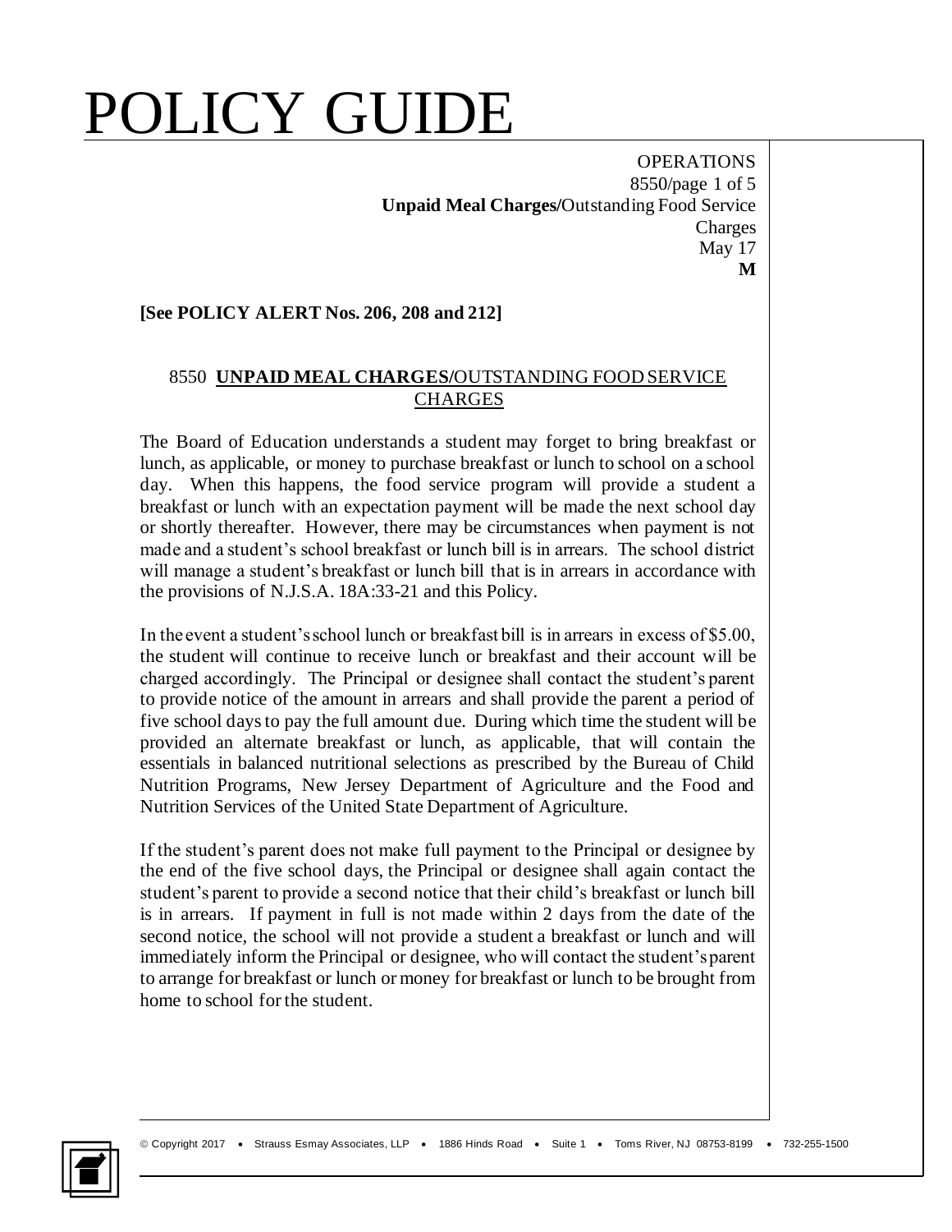# POLICY GUIDE

OPERATIONS
8550
**Unpaid Meal Charges/**Outstanding Food Service Charges
May 17
**M**

**[See POLICY ALERT Nos. 206, 208 and 212]**

## 8550 **UNPAID MEAL CHARGES/**OUTSTANDING FOOD SERVICE CHARGES

The Board of Education understands a student may forget to bring breakfast or lunch, as applicable, or money to purchase breakfast or lunch to school on a school day. When this happens, the food service program will provide a student a breakfast or lunch with an expectation payment will be made the next school day or shortly thereafter. However, there may be circumstances when payment is not made and a student's school breakfast or lunch bill is in arrears. The school district will manage a student's breakfast or lunch bill that is in arrears in accordance with the provisions of N.J.S.A. 18A:33-21 and this Policy.

In the event a student's school lunch or breakfast bill is in arrears in excess of $5.00, the student will continue to receive lunch or breakfast and their account will be charged accordingly. The Principal or designee shall contact the student's parent to provide notice of the amount in arrears and shall provide the parent a period of five school days to pay the full amount due. During which time the student will be provided an alternate breakfast or lunch, as applicable, that will contain the essentials in balanced nutritional selections as prescribed by the Bureau of Child Nutrition Programs, New Jersey Department of Agriculture and the Food and Nutrition Services of the United State Department of Agriculture.

If the student's parent does not make full payment to the Principal or designee by the end of the five school days, the Principal or designee shall again contact the student's parent to provide a second notice that their child's breakfast or lunch bill is in arrears. If payment in full is not made within 2 days from the date of the second notice, the school will not provide a student a breakfast or lunch and will immediately inform the Principal or designee, who will contact the student's parent to arrange for breakfast or lunch or money for breakfast or lunch to be brought from home to school for the student.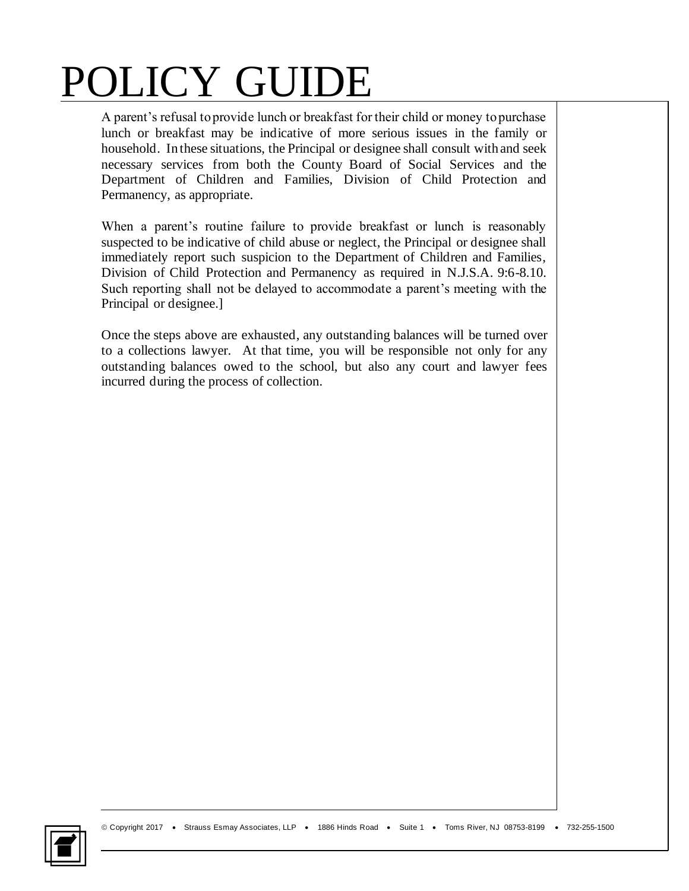# POLICY GUIDE

A parent's refusal to provide lunch or breakfast for their child or money to purchase lunch or breakfast may be indicative of more serious issues in the family or household. In these situations, the Principal or designee shall consult with and seek necessary services from both the County Board of Social Services and the Department of Children and Families, Division of Child Protection and Permanency, as appropriate.

When a parent's routine failure to provide breakfast or lunch is reasonably suspected to be indicative of child abuse or neglect, the Principal or designee shall immediately report such suspicion to the Department of Children and Families, Division of Child Protection and Permanency as required in N.J.S.A. 9:6-8.10. Such reporting shall not be delayed to accommodate a parent's meeting with the Principal or designee.]

Once the steps above are exhausted, any outstanding balances will be turned over to a collections lawyer. At that time, you will be responsible not only for any outstanding balances owed to the school, but also any court and lawyer fees incurred during the process of collection.